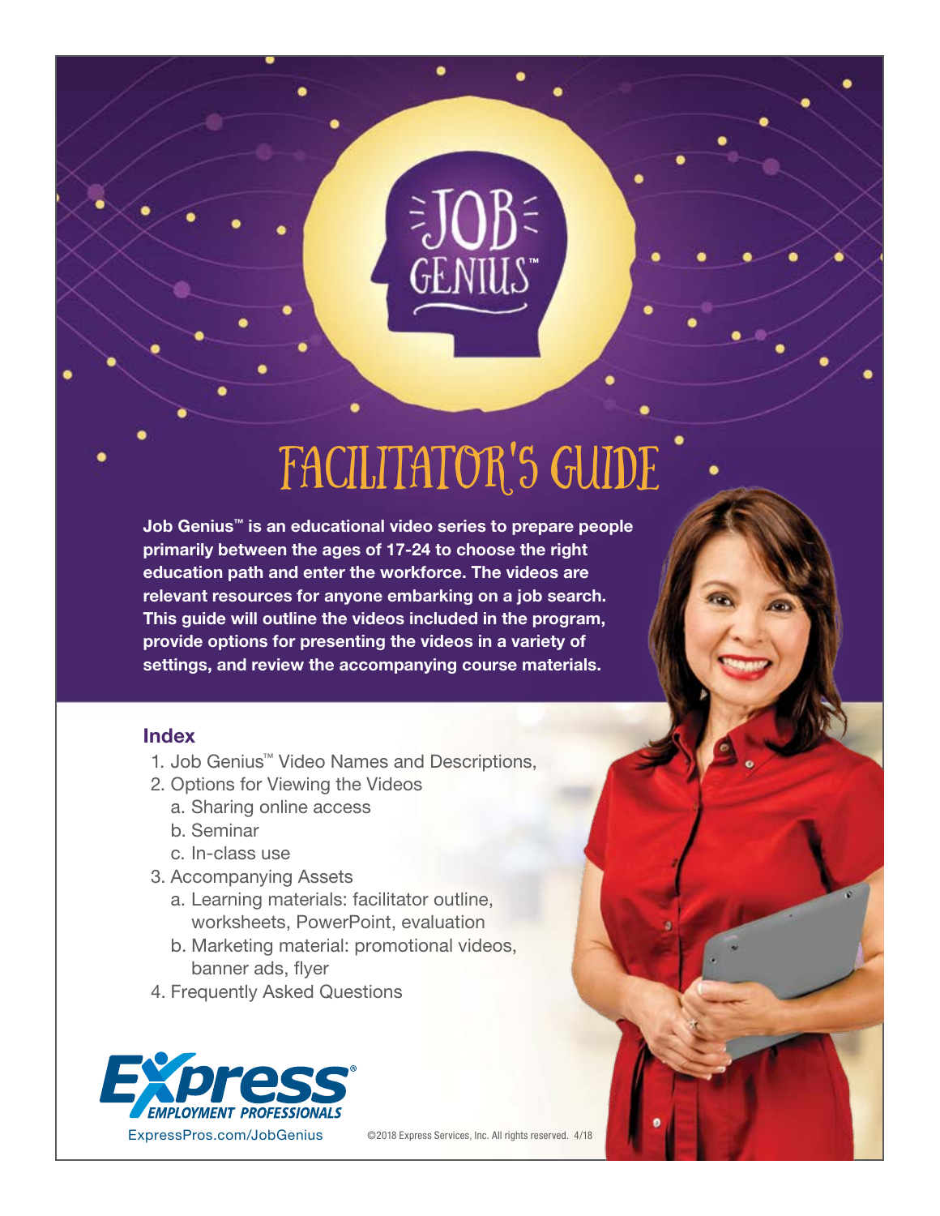# FACILITATOR'S GUIDE

**Job Genius™ is an educational video series to prepare people primarily between the ages of 17-24 to choose the right education path and enter the workforce. The videos are relevant resources for anyone embarking on a job search. This guide will outline the videos included in the program, provide options for presenting the videos in a variety of settings, and review the accompanying course materials.**

## Index

1. Job Genius™ Video Names and Descriptions,
2. Options for Viewing the Videos
   a. Sharing online access
   b. Seminar
   c. In-class use
3. Accompanying Assets
   a. Learning materials: facilitator outline, worksheets, PowerPoint, evaluation
   b. Marketing material: promotional videos, banner ads, flyer
4. Frequently Asked Questions

Express Employment Professionals

ExpressPros.com/JobGenius

©2018 Express Services, Inc. All rights reserved. 4/18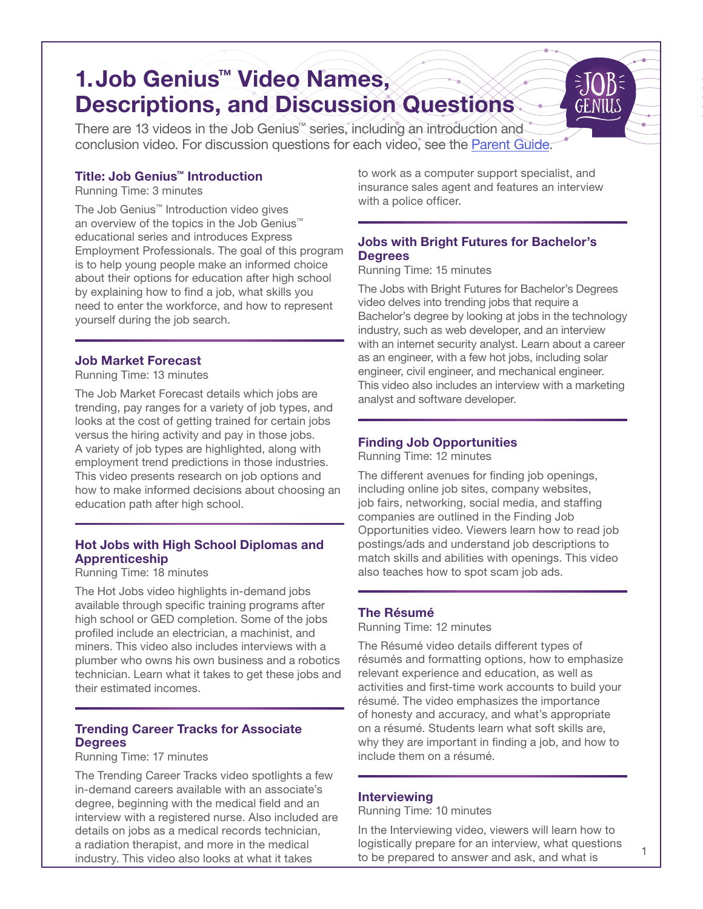# 1. Job Genius™ Video Names, Descriptions, and Discussion Questions

There are 13 videos in the Job Genius™ series, including an introduction and conclusion video. For discussion questions for each video, see the Parent Guide.

### Title: Job Genius™ Introduction

Running Time: 3 minutes

The Job Genius™ Introduction video gives an overview of the topics in the Job Genius™ educational series and introduces Express Employment Professionals. The goal of this program is to help young people make an informed choice about their options for education after high school by explaining how to find a job, what skills you need to enter the workforce, and how to represent yourself during the job search.

### Job Market Forecast

Running Time: 13 minutes

The Job Market Forecast details which jobs are trending, pay ranges for a variety of job types, and looks at the cost of getting trained for certain jobs versus the hiring activity and pay in those jobs. A variety of job types are highlighted, along with employment trend predictions in those industries. This video presents research on job options and how to make informed decisions about choosing an education path after high school.

### Hot Jobs with High School Diplomas and Apprenticeship

Running Time: 18 minutes

The Hot Jobs video highlights in-demand jobs available through specific training programs after high school or GED completion. Some of the jobs profiled include an electrician, a machinist, and miners. This video also includes interviews with a plumber who owns his own business and a robotics technician. Learn what it takes to get these jobs and their estimated incomes.

### Trending Career Tracks for Associate Degrees

Running Time: 17 minutes

The Trending Career Tracks video spotlights a few in-demand careers available with an associate's degree, beginning with the medical field and an interview with a registered nurse. Also included are details on jobs as a medical records technician, a radiation therapist, and more in the medical industry. This video also looks at what it takes to work as a computer support specialist, and insurance sales agent and features an interview with a police officer.

### Jobs with Bright Futures for Bachelor's Degrees

Running Time: 15 minutes

The Jobs with Bright Futures for Bachelor's Degrees video delves into trending jobs that require a Bachelor's degree by looking at jobs in the technology industry, such as web developer, and an interview with an internet security analyst. Learn about a career as an engineer, with a few hot jobs, including solar engineer, civil engineer, and mechanical engineer. This video also includes an interview with a marketing analyst and software developer.

### Finding Job Opportunities

Running Time: 12 minutes

The different avenues for finding job openings, including online job sites, company websites, job fairs, networking, social media, and staffing companies are outlined in the Finding Job Opportunities video. Viewers learn how to read job postings/ads and understand job descriptions to match skills and abilities with openings. This video also teaches how to spot scam job ads.

### The Résumé

Running Time: 12 minutes

The Résumé video details different types of résumés and formatting options, how to emphasize relevant experience and education, as well as activities and first-time work accounts to build your résumé. The video emphasizes the importance of honesty and accuracy, and what's appropriate on a résumé. Students learn what soft skills are, why they are important in finding a job, and how to include them on a résumé.

### Interviewing

Running Time: 10 minutes

In the Interviewing video, viewers will learn how to logistically prepare for an interview, what questions to be prepared to answer and ask, and what is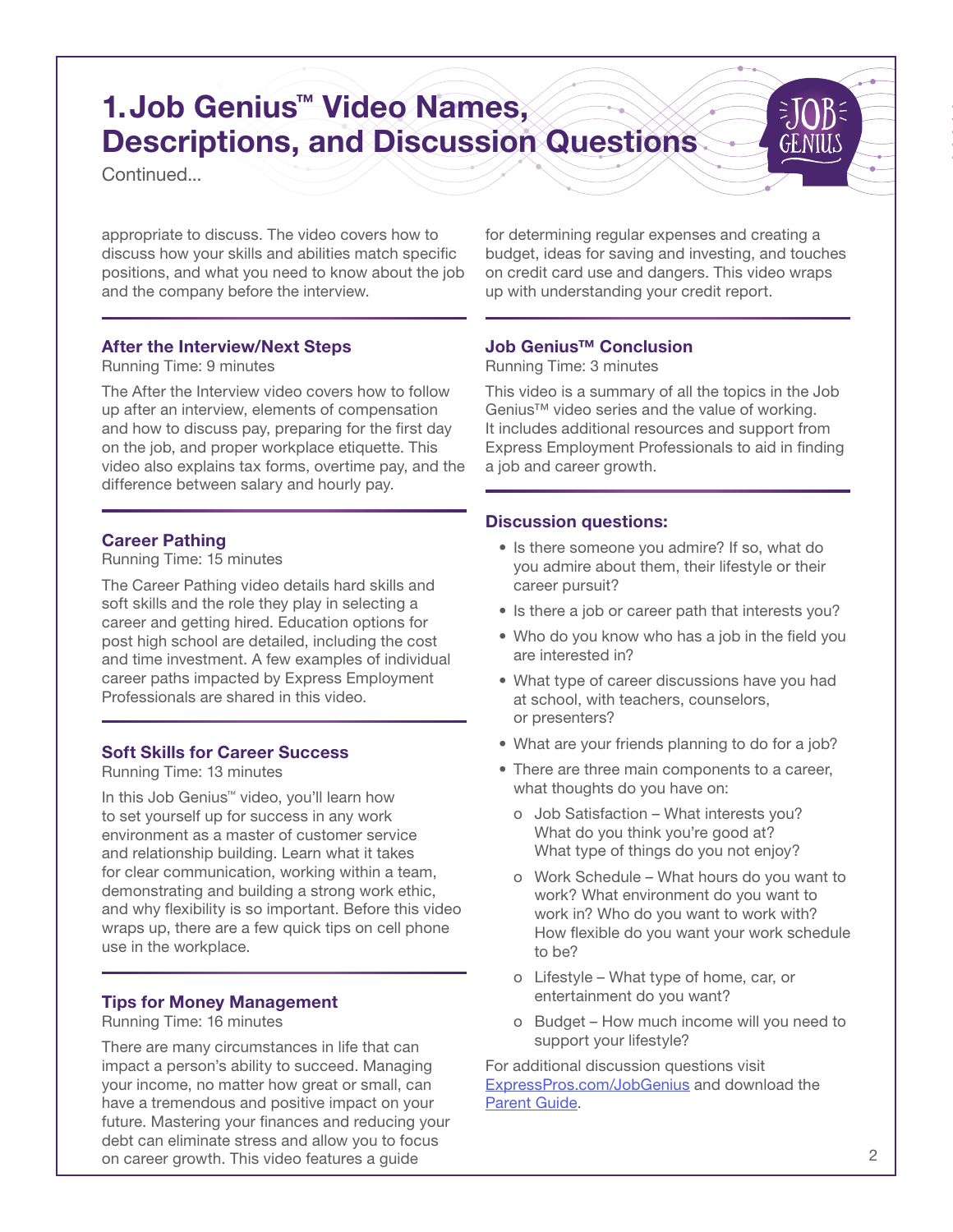# 1. Job Genius™ Video Names, Descriptions, and Discussion Questions

Continued...

appropriate to discuss. The video covers how to discuss how your skills and abilities match specific positions, and what you need to know about the job and the company before the interview.

### After the Interview/Next Steps

Running Time: 9 minutes

The After the Interview video covers how to follow up after an interview, elements of compensation and how to discuss pay, preparing for the first day on the job, and proper workplace etiquette. This video also explains tax forms, overtime pay, and the difference between salary and hourly pay.

### Career Pathing

Running Time: 15 minutes

The Career Pathing video details hard skills and soft skills and the role they play in selecting a career and getting hired. Education options for post high school are detailed, including the cost and time investment. A few examples of individual career paths impacted by Express Employment Professionals are shared in this video.

### Soft Skills for Career Success

Running Time: 13 minutes

In this Job Genius™ video, you'll learn how to set yourself up for success in any work environment as a master of customer service and relationship building. Learn what it takes for clear communication, working within a team, demonstrating and building a strong work ethic, and why flexibility is so important. Before this video wraps up, there are a few quick tips on cell phone use in the workplace.

### Tips for Money Management

Running Time: 16 minutes

There are many circumstances in life that can impact a person's ability to succeed. Managing your income, no matter how great or small, can have a tremendous and positive impact on your future. Mastering your finances and reducing your debt can eliminate stress and allow you to focus on career growth. This video features a guide for determining regular expenses and creating a budget, ideas for saving and investing, and touches on credit card use and dangers. This video wraps up with understanding your credit report.

### Job Genius™ Conclusion

Running Time: 3 minutes

This video is a summary of all the topics in the Job Genius™ video series and the value of working. It includes additional resources and support from Express Employment Professionals to aid in finding a job and career growth.

### Discussion questions:

- Is there someone you admire? If so, what do you admire about them, their lifestyle or their career pursuit?
- Is there a job or career path that interests you?
- Who do you know who has a job in the field you are interested in?
- What type of career discussions have you had at school, with teachers, counselors, or presenters?
- What are your friends planning to do for a job?
- There are three main components to a career, what thoughts do you have on:
  - Job Satisfaction – What interests you? What do you think you're good at? What type of things do you not enjoy?
  - Work Schedule – What hours do you want to work? What environment do you want to work in? Who do you want to work with? How flexible do you want your work schedule to be?
  - Lifestyle – What type of home, car, or entertainment do you want?
  - Budget – How much income will you need to support your lifestyle?

For additional discussion questions visit ExpressPros.com/JobGenius and download the Parent Guide.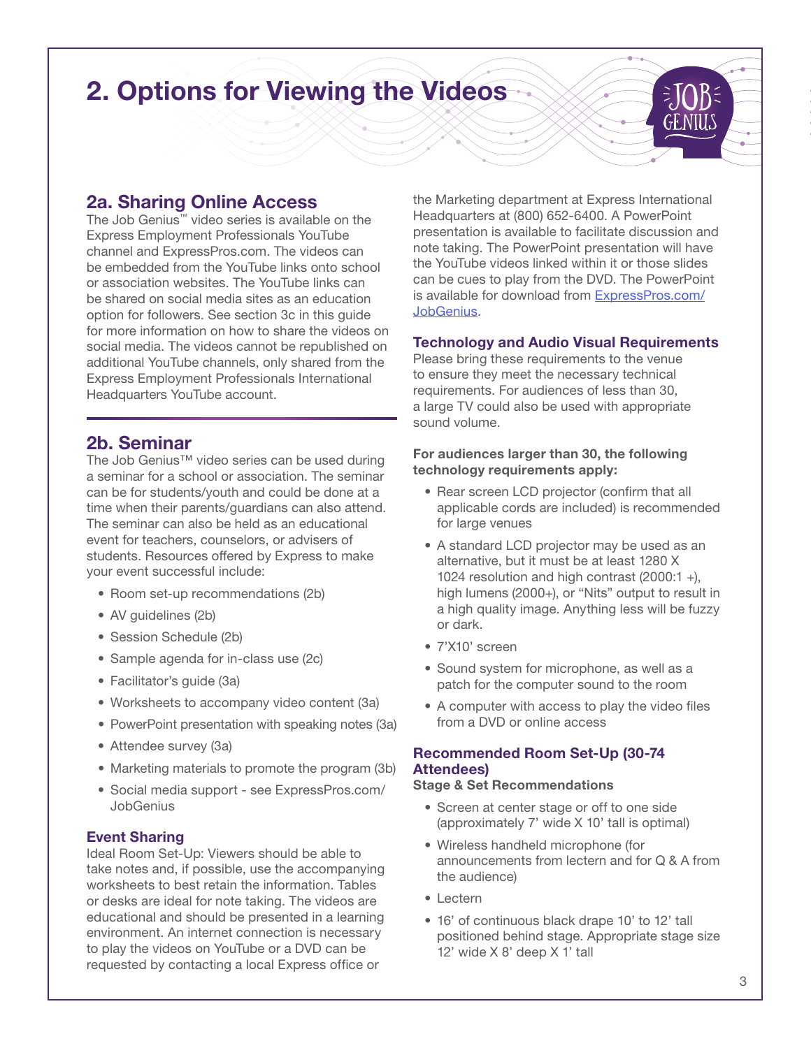# 2. Options for Viewing the Videos

## 2a. Sharing Online Access

The Job Genius™ video series is available on the Express Employment Professionals YouTube channel and ExpressPros.com. The videos can be embedded from the YouTube links onto school or association websites. The YouTube links can be shared on social media sites as an education option for followers. See section 3c in this guide for more information on how to share the videos on social media. The videos cannot be republished on additional YouTube channels, only shared from the Express Employment Professionals International Headquarters YouTube account.

## 2b. Seminar

The Job Genius™ video series can be used during a seminar for a school or association. The seminar can be for students/youth and could be done at a time when their parents/guardians can also attend. The seminar can also be held as an educational event for teachers, counselors, or advisers of students. Resources offered by Express to make your event successful include:

- Room set-up recommendations (2b)
- AV guidelines (2b)
- Session Schedule (2b)
- Sample agenda for in-class use (2c)
- Facilitator's guide (3a)
- Worksheets to accompany video content (3a)
- PowerPoint presentation with speaking notes (3a)
- Attendee survey (3a)
- Marketing materials to promote the program (3b)
- Social media support - see ExpressPros.com/JobGenius

### Event Sharing

Ideal Room Set-Up: Viewers should be able to take notes and, if possible, use the accompanying worksheets to best retain the information. Tables or desks are ideal for note taking. The videos are educational and should be presented in a learning environment. An internet connection is necessary to play the videos on YouTube or a DVD can be requested by contacting a local Express office or the Marketing department at Express International Headquarters at (800) 652-6400. A PowerPoint presentation is available to facilitate discussion and note taking. The PowerPoint presentation will have the YouTube videos linked within it or those slides can be cues to play from the DVD. The PowerPoint is available for download from ExpressPros.com/JobGenius.

### Technology and Audio Visual Requirements

Please bring these requirements to the venue to ensure they meet the necessary technical requirements. For audiences of less than 30, a large TV could also be used with appropriate sound volume.

**For audiences larger than 30, the following technology requirements apply:**

- Rear screen LCD projector (confirm that all applicable cords are included) is recommended for large venues
- A standard LCD projector may be used as an alternative, but it must be at least 1280 X 1024 resolution and high contrast (2000:1 +), high lumens (2000+), or "Nits" output to result in a high quality image. Anything less will be fuzzy or dark.
- 7'X10' screen
- Sound system for microphone, as well as a patch for the computer sound to the room
- A computer with access to play the video files from a DVD or online access

### Recommended Room Set-Up (30-74 Attendees)

**Stage & Set Recommendations**

- Screen at center stage or off to one side (approximately 7' wide X 10' tall is optimal)
- Wireless handheld microphone (for announcements from lectern and for Q & A from the audience)
- Lectern
- 16' of continuous black drape 10' to 12' tall positioned behind stage. Appropriate stage size 12' wide X 8' deep X 1' tall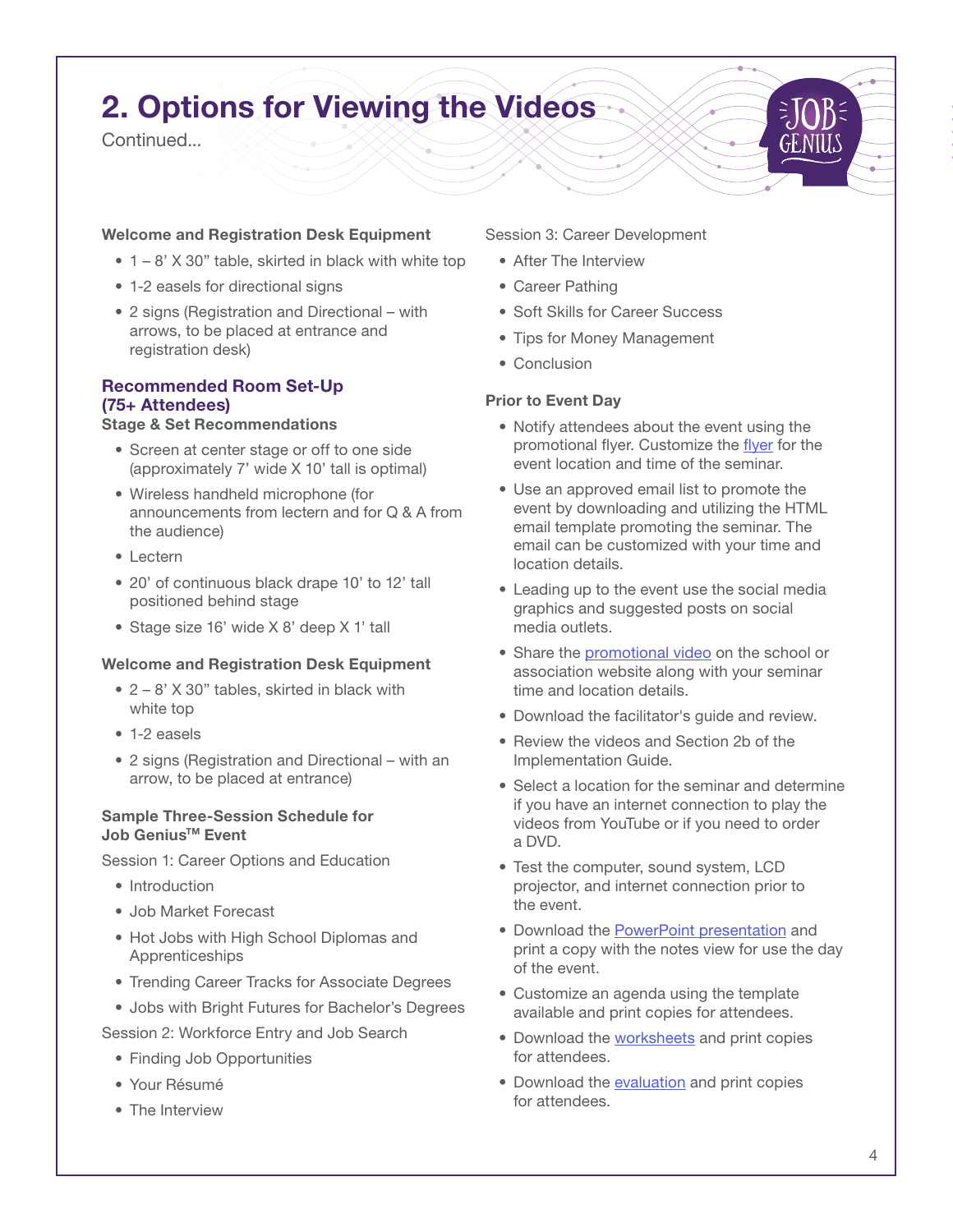# 2. Options for Viewing the Videos

Continued...

**Welcome and Registration Desk Equipment**

- 1 – 8' X 30" table, skirted in black with white top
- 1-2 easels for directional signs
- 2 signs (Registration and Directional – with arrows, to be placed at entrance and registration desk)

## Recommended Room Set-Up (75+ Attendees)

**Stage & Set Recommendations**

- Screen at center stage or off to one side (approximately 7' wide X 10' tall is optimal)
- Wireless handheld microphone (for announcements from lectern and for Q & A from the audience)
- Lectern
- 20' of continuous black drape 10' to 12' tall positioned behind stage
- Stage size 16' wide X 8' deep X 1' tall

**Welcome and Registration Desk Equipment**

- 2 – 8' X 30" tables, skirted in black with white top
- 1-2 easels
- 2 signs (Registration and Directional – with an arrow, to be placed at entrance)

**Sample Three-Session Schedule for Job Genius™ Event**

Session 1: Career Options and Education

- Introduction
- Job Market Forecast
- Hot Jobs with High School Diplomas and Apprenticeships
- Trending Career Tracks for Associate Degrees
- Jobs with Bright Futures for Bachelor's Degrees

Session 2: Workforce Entry and Job Search

- Finding Job Opportunities
- Your Résumé
- The Interview

Session 3: Career Development

- After The Interview
- Career Pathing
- Soft Skills for Career Success
- Tips for Money Management
- Conclusion

**Prior to Event Day**

- Notify attendees about the event using the promotional flyer. Customize the flyer for the event location and time of the seminar.
- Use an approved email list to promote the event by downloading and utilizing the HTML email template promoting the seminar. The email can be customized with your time and location details.
- Leading up to the event use the social media graphics and suggested posts on social media outlets.
- Share the promotional video on the school or association website along with your seminar time and location details.
- Download the facilitator's guide and review.
- Review the videos and Section 2b of the Implementation Guide.
- Select a location for the seminar and determine if you have an internet connection to play the videos from YouTube or if you need to order a DVD.
- Test the computer, sound system, LCD projector, and internet connection prior to the event.
- Download the PowerPoint presentation and print a copy with the notes view for use the day of the event.
- Customize an agenda using the template available and print copies for attendees.
- Download the worksheets and print copies for attendees.
- Download the evaluation and print copies for attendees.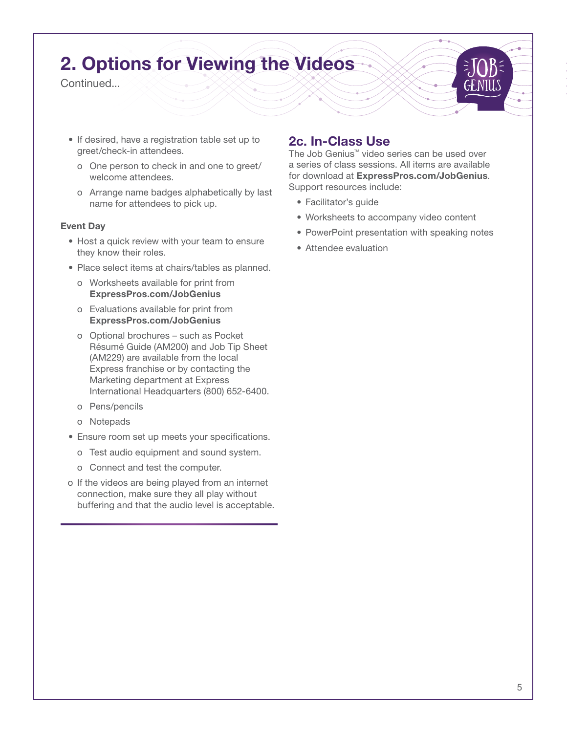## 2. Options for Viewing the Videos

Continued...

- If desired, have a registration table set up to greet/check-in attendees.
  - One person to check in and one to greet/welcome attendees.
  - Arrange name badges alphabetically by last name for attendees to pick up.

**Event Day**

- Host a quick review with your team to ensure they know their roles.
- Place select items at chairs/tables as planned.
  - Worksheets available for print from **ExpressPros.com/JobGenius**
  - Evaluations available for print from **ExpressPros.com/JobGenius**
  - Optional brochures – such as Pocket Résumé Guide (AM200) and Job Tip Sheet (AM229) are available from the local Express franchise or by contacting the Marketing department at Express International Headquarters (800) 652-6400.
  - Pens/pencils
  - Notepads
- Ensure room set up meets your specifications.
  - Test audio equipment and sound system.
  - Connect and test the computer.
- If the videos are being played from an internet connection, make sure they all play without buffering and that the audio level is acceptable.

### 2c. In-Class Use

The Job Genius™ video series can be used over a series of class sessions. All items are available for download at **ExpressPros.com/JobGenius**. Support resources include:

- Facilitator's guide
- Worksheets to accompany video content
- PowerPoint presentation with speaking notes
- Attendee evaluation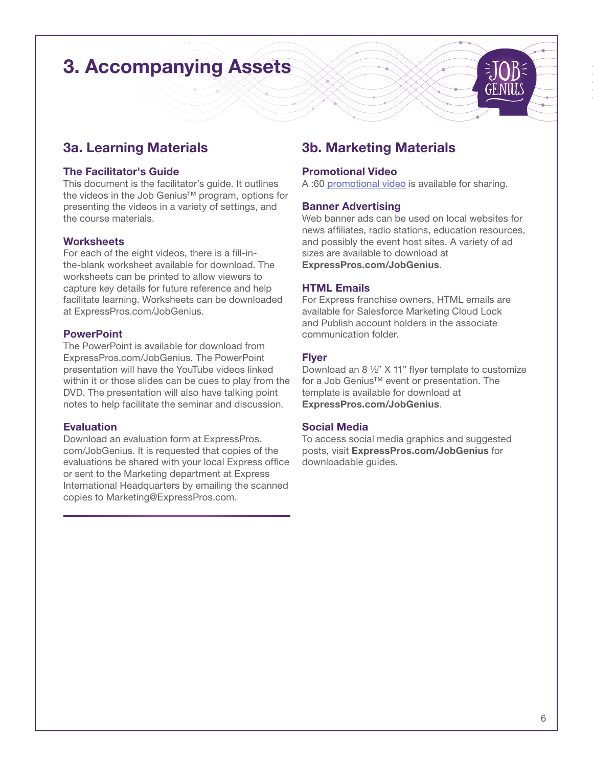# 3. Accompanying Assets

## 3a. Learning Materials

### The Facilitator's Guide

This document is the facilitator's guide. It outlines the videos in the Job Genius™ program, options for presenting the videos in a variety of settings, and the course materials.

### Worksheets

For each of the eight videos, there is a fill-in-the-blank worksheet available for download. The worksheets can be printed to allow viewers to capture key details for future reference and help facilitate learning. Worksheets can be downloaded at ExpressPros.com/JobGenius.

### PowerPoint

The PowerPoint is available for download from ExpressPros.com/JobGenius. The PowerPoint presentation will have the YouTube videos linked within it or those slides can be cues to play from the DVD. The presentation will also have talking point notes to help facilitate the seminar and discussion.

### Evaluation

Download an evaluation form at ExpressPros.com/JobGenius. It is requested that copies of the evaluations be shared with your local Express office or sent to the Marketing department at Express International Headquarters by emailing the scanned copies to Marketing@ExpressPros.com.

## 3b. Marketing Materials

### Promotional Video

A :60 promotional video is available for sharing.

### Banner Advertising

Web banner ads can be used on local websites for news affiliates, radio stations, education resources, and possibly the event host sites. A variety of ad sizes are available to download at **ExpressPros.com/JobGenius**.

### HTML Emails

For Express franchise owners, HTML emails are available for Salesforce Marketing Cloud Lock and Publish account holders in the associate communication folder.

### Flyer

Download an 8 ½" X 11" flyer template to customize for a Job Genius™ event or presentation. The template is available for download at **ExpressPros.com/JobGenius**.

### Social Media

To access social media graphics and suggested posts, visit **ExpressPros.com/JobGenius** for downloadable guides.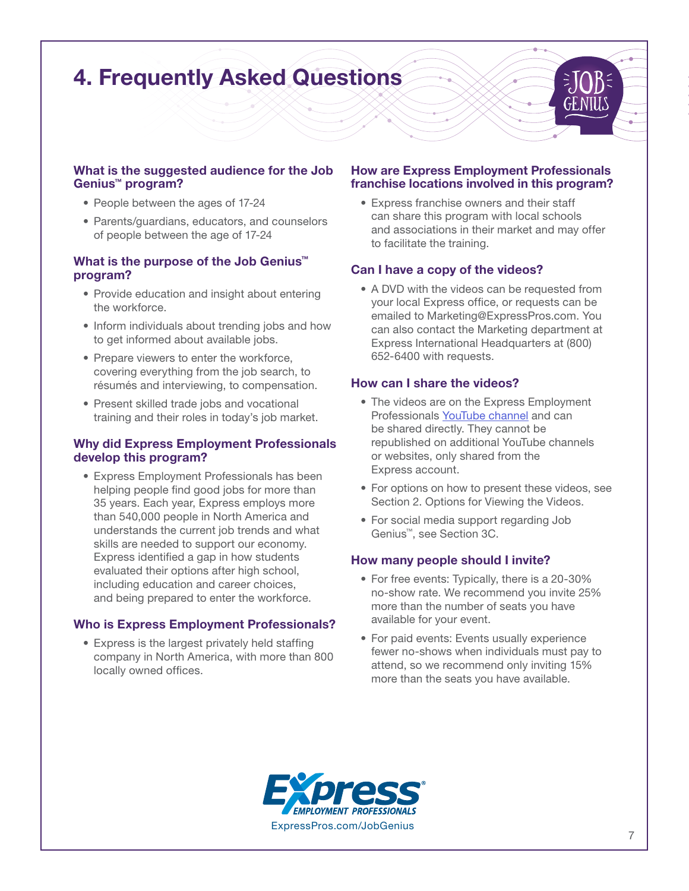# 4. Frequently Asked Questions

### What is the suggested audience for the Job Genius™ program?

- People between the ages of 17-24
- Parents/guardians, educators, and counselors of people between the age of 17-24

### What is the purpose of the Job Genius™ program?

- Provide education and insight about entering the workforce.
- Inform individuals about trending jobs and how to get informed about available jobs.
- Prepare viewers to enter the workforce, covering everything from the job search, to résumés and interviewing, to compensation.
- Present skilled trade jobs and vocational training and their roles in today's job market.

### Why did Express Employment Professionals develop this program?

- Express Employment Professionals has been helping people find good jobs for more than 35 years. Each year, Express employs more than 540,000 people in North America and understands the current job trends and what skills are needed to support our economy. Express identified a gap in how students evaluated their options after high school, including education and career choices, and being prepared to enter the workforce.

### Who is Express Employment Professionals?

- Express is the largest privately held staffing company in North America, with more than 800 locally owned offices.

### How are Express Employment Professionals franchise locations involved in this program?

- Express franchise owners and their staff can share this program with local schools and associations in their market and may offer to facilitate the training.

### Can I have a copy of the videos?

- A DVD with the videos can be requested from your local Express office, or requests can be emailed to Marketing@ExpressPros.com. You can also contact the Marketing department at Express International Headquarters at (800) 652-6400 with requests.

### How can I share the videos?

- The videos are on the Express Employment Professionals YouTube channel and can be shared directly. They cannot be republished on additional YouTube channels or websites, only shared from the Express account.
- For options on how to present these videos, see Section 2. Options for Viewing the Videos.
- For social media support regarding Job Genius™, see Section 3C.

### How many people should I invite?

- For free events: Typically, there is a 20-30% no-show rate. We recommend you invite 25% more than the number of seats you have available for your event.
- For paid events: Events usually experience fewer no-shows when individuals must pay to attend, so we recommend only inviting 15% more than the seats you have available.

Express Employment Professionals

ExpressPros.com/JobGenius